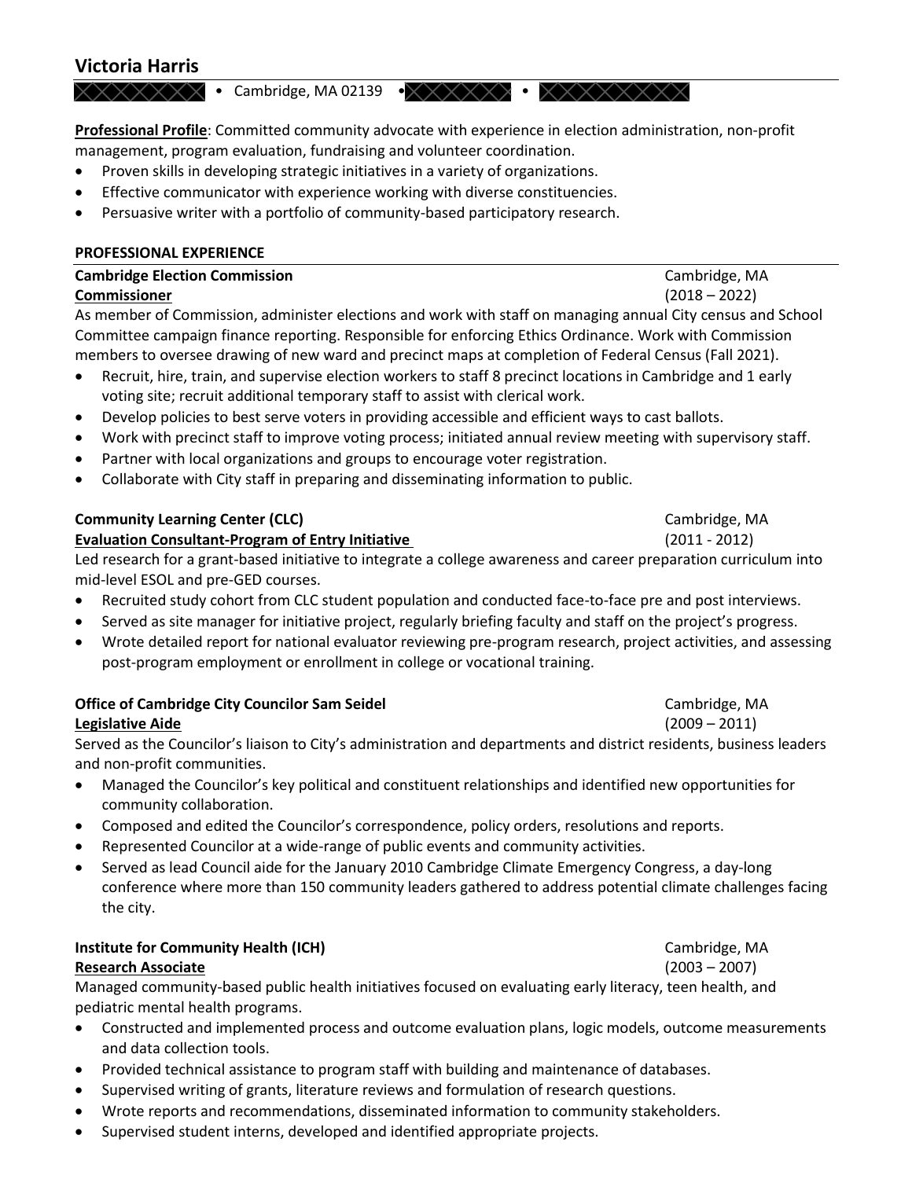# Victoria Harris

XXXXXXXX • Cambridge, MA 02139 • XXXXXXXX • XXXXXXXXXX

**Professional Profile**: Committed community advocate with experience in election administration, non-profit management, program evaluation, fundraising and volunteer coordination.

- Proven skills in developing strategic initiatives in a variety of organizations.
- Effective communicator with experience working with diverse constituencies.
- Persuasive writer with a portfolio of community-based participatory research.

## PROFESSIONAL EXPERIENCE

**Cambridge Election Commission** — Cambridge, MA
**Commissioner** — (2018 – 2022)

As member of Commission, administer elections and work with staff on managing annual City census and School Committee campaign finance reporting. Responsible for enforcing Ethics Ordinance. Work with Commission members to oversee drawing of new ward and precinct maps at completion of Federal Census (Fall 2021).

- Recruit, hire, train, and supervise election workers to staff 8 precinct locations in Cambridge and 1 early voting site; recruit additional temporary staff to assist with clerical work.
- Develop policies to best serve voters in providing accessible and efficient ways to cast ballots.
- Work with precinct staff to improve voting process; initiated annual review meeting with supervisory staff.
- Partner with local organizations and groups to encourage voter registration.
- Collaborate with City staff in preparing and disseminating information to public.

**Community Learning Center (CLC)** — Cambridge, MA
**Evaluation Consultant-Program of Entry Initiative** — (2011 - 2012)

Led research for a grant-based initiative to integrate a college awareness and career preparation curriculum into mid-level ESOL and pre-GED courses.

- Recruited study cohort from CLC student population and conducted face-to-face pre and post interviews.
- Served as site manager for initiative project, regularly briefing faculty and staff on the project's progress.
- Wrote detailed report for national evaluator reviewing pre-program research, project activities, and assessing post-program employment or enrollment in college or vocational training.

**Office of Cambridge City Councilor Sam Seidel** — Cambridge, MA
**Legislative Aide** — (2009 – 2011)

Served as the Councilor's liaison to City's administration and departments and district residents, business leaders and non-profit communities.

- Managed the Councilor's key political and constituent relationships and identified new opportunities for community collaboration.
- Composed and edited the Councilor's correspondence, policy orders, resolutions and reports.
- Represented Councilor at a wide-range of public events and community activities.
- Served as lead Council aide for the January 2010 Cambridge Climate Emergency Congress, a day-long conference where more than 150 community leaders gathered to address potential climate challenges facing the city.

**Institute for Community Health (ICH)** — Cambridge, MA
**Research Associate** — (2003 – 2007)

Managed community-based public health initiatives focused on evaluating early literacy, teen health, and pediatric mental health programs.

- Constructed and implemented process and outcome evaluation plans, logic models, outcome measurements and data collection tools.
- Provided technical assistance to program staff with building and maintenance of databases.
- Supervised writing of grants, literature reviews and formulation of research questions.
- Wrote reports and recommendations, disseminated information to community stakeholders.
- Supervised student interns, developed and identified appropriate projects.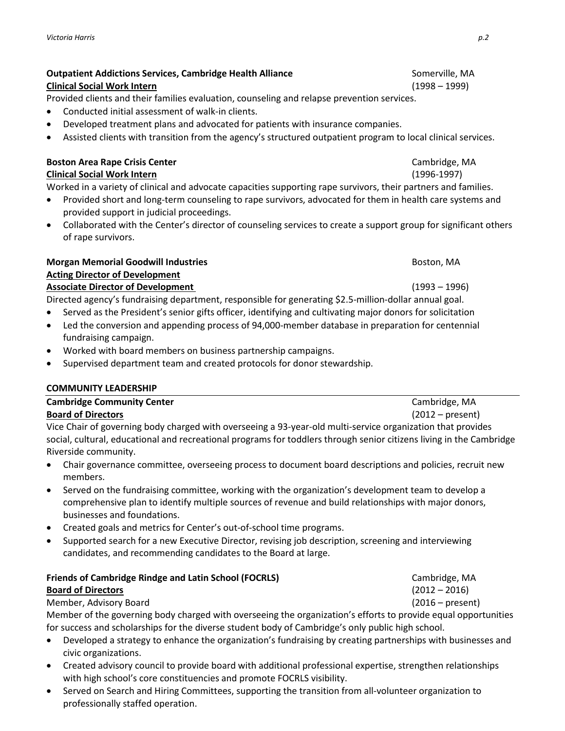**Outpatient Addictions Services, Cambridge Health Alliance** Somerville, MA
**Clinical Social Work Intern** (1998 – 1999)

Provided clients and their families evaluation, counseling and relapse prevention services.

- Conducted initial assessment of walk-in clients.
- Developed treatment plans and advocated for patients with insurance companies.
- Assisted clients with transition from the agency's structured outpatient program to local clinical services.

**Boston Area Rape Crisis Center** Cambridge, MA
**Clinical Social Work Intern** (1996-1997)

Worked in a variety of clinical and advocate capacities supporting rape survivors, their partners and families.

- Provided short and long-term counseling to rape survivors, advocated for them in health care systems and provided support in judicial proceedings.
- Collaborated with the Center's director of counseling services to create a support group for significant others of rape survivors.

**Morgan Memorial Goodwill Industries** Boston, MA
**Acting Director of Development**
**Associate Director of Development** (1993 – 1996)

Directed agency's fundraising department, responsible for generating $2.5-million-dollar annual goal.

- Served as the President's senior gifts officer, identifying and cultivating major donors for solicitation
- Led the conversion and appending process of 94,000-member database in preparation for centennial fundraising campaign.
- Worked with board members on business partnership campaigns.
- Supervised department team and created protocols for donor stewardship.

## COMMUNITY LEADERSHIP

**Cambridge Community Center** Cambridge, MA
**Board of Directors** (2012 – present)

Vice Chair of governing body charged with overseeing a 93-year-old multi-service organization that provides social, cultural, educational and recreational programs for toddlers through senior citizens living in the Cambridge Riverside community.

- Chair governance committee, overseeing process to document board descriptions and policies, recruit new members.
- Served on the fundraising committee, working with the organization's development team to develop a comprehensive plan to identify multiple sources of revenue and build relationships with major donors, businesses and foundations.
- Created goals and metrics for Center's out-of-school time programs.
- Supported search for a new Executive Director, revising job description, screening and interviewing candidates, and recommending candidates to the Board at large.

**Friends of Cambridge Rindge and Latin School (FOCRLS)** Cambridge, MA
**Board of Directors** (2012 – 2016)
Member, Advisory Board (2016 – present)

Member of the governing body charged with overseeing the organization's efforts to provide equal opportunities for success and scholarships for the diverse student body of Cambridge's only public high school.

- Developed a strategy to enhance the organization's fundraising by creating partnerships with businesses and civic organizations.
- Created advisory council to provide board with additional professional expertise, strengthen relationships with high school's core constituencies and promote FOCRLS visibility.
- Served on Search and Hiring Committees, supporting the transition from all-volunteer organization to professionally staffed operation.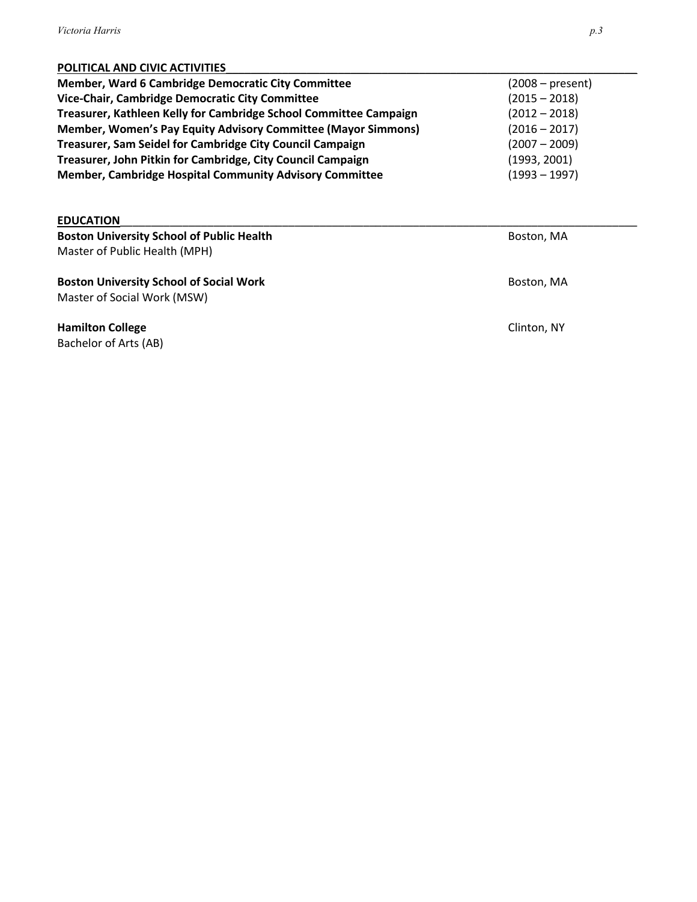## POLITICAL AND CIVIC ACTIVITIES

| | |
|---|---|
| **Member, Ward 6 Cambridge Democratic City Committee** | (2008 – present) |
| **Vice-Chair, Cambridge Democratic City Committee** | (2015 – 2018) |
| **Treasurer, Kathleen Kelly for Cambridge School Committee Campaign** | (2012 – 2018) |
| **Member, Women's Pay Equity Advisory Committee (Mayor Simmons)** | (2016 – 2017) |
| **Treasurer, Sam Seidel for Cambridge City Council Campaign** | (2007 – 2009) |
| **Treasurer, John Pitkin for Cambridge, City Council Campaign** | (1993, 2001) |
| **Member, Cambridge Hospital Community Advisory Committee** | (1993 – 1997) |

## EDUCATION

**Boston University School of Public Health** — Boston, MA
Master of Public Health (MPH)

**Boston University School of Social Work** — Boston, MA
Master of Social Work (MSW)

**Hamilton College** — Clinton, NY
Bachelor of Arts (AB)